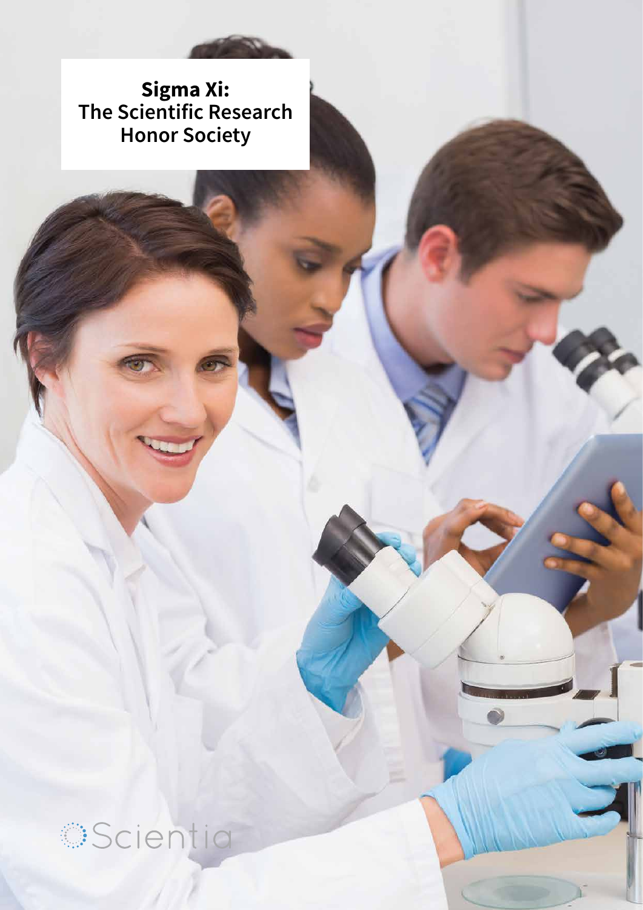# Sigma Xi: The Scientific Research Honor Society

Scientia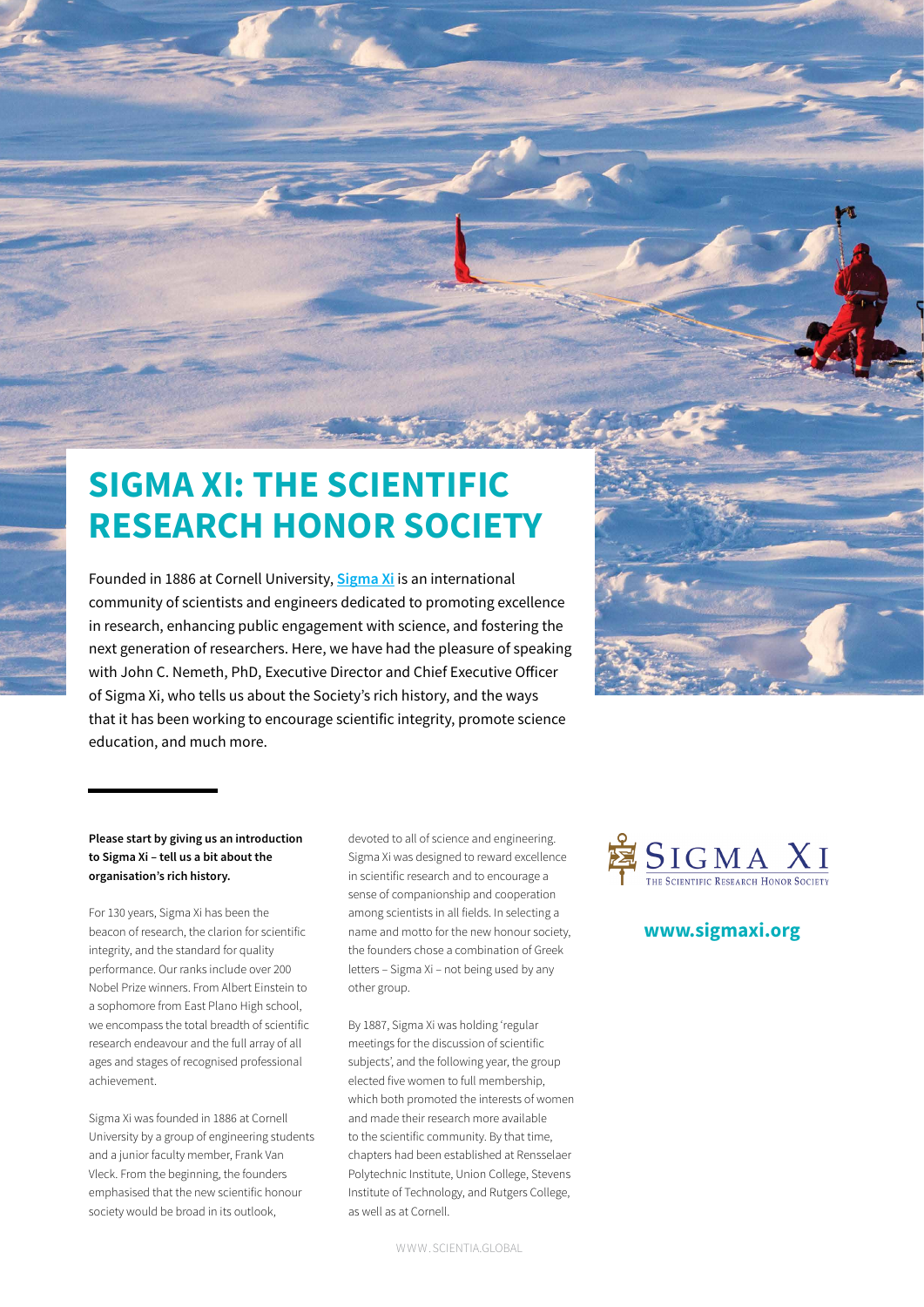# SIGMA XI: THE SCIENTIFIC RESEARCH HONOR SOCIETY

Founded in 1886 at Cornell University, **Sigma Xi** is an international community of scientists and engineers dedicated to promoting excellence in research, enhancing public engagement with science, and fostering the next generation of researchers. Here, we have had the pleasure of speaking with John C. Nemeth, PhD, Executive Director and Chief Executive Officer of Sigma Xi, who tells us about the Society's rich history, and the ways that it has been working to encourage scientific integrity, promote science education, and much more.

**Please start by giving us an introduction to Sigma Xi – tell us a bit about the organisation's rich history.**

For 130 years, Sigma Xi has been the beacon of research, the clarion for scientific integrity, and the standard for quality performance. Our ranks include over 200 Nobel Prize winners. From Albert Einstein to a sophomore from East Plano High school, we encompass the total breadth of scientific research endeavour and the full array of all ages and stages of recognised professional achievement.

Sigma Xi was founded in 1886 at Cornell University by a group of engineering students and a junior faculty member, Frank Van Vleck. From the beginning, the founders emphasised that the new scientific honour society would be broad in its outlook, devoted to all of science and engineering. Sigma Xi was designed to reward excellence in scientific research and to encourage a sense of companionship and cooperation among scientists in all fields. In selecting a name and motto for the new honour society, the founders chose a combination of Greek letters – Sigma Xi – not being used by any other group.

By 1887, Sigma Xi was holding 'regular meetings for the discussion of scientific subjects', and the following year, the group elected five women to full membership, which both promoted the interests of women and made their research more available to the scientific community. By that time, chapters had been established at Rensselaer Polytechnic Institute, Union College, Stevens Institute of Technology, and Rutgers College, as well as at Cornell.

SIGMA XI
THE SCIENTIFIC RESEARCH HONOR SOCIETY

**www.sigmaxi.org**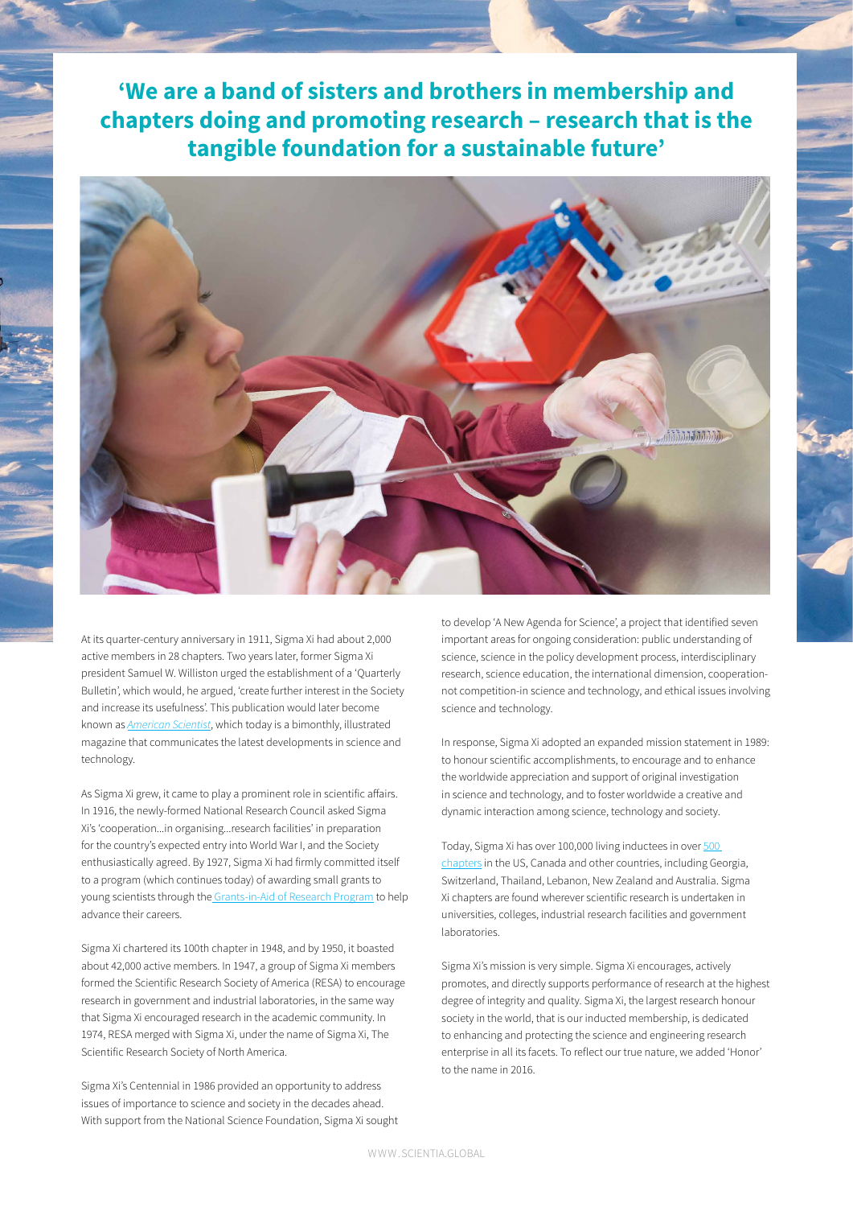## 'We are a band of sisters and brothers in membership and chapters doing and promoting research – research that is the tangible foundation for a sustainable future'

At its quarter-century anniversary in 1911, Sigma Xi had about 2,000 active members in 28 chapters. Two years later, former Sigma Xi president Samuel W. Williston urged the establishment of a 'Quarterly Bulletin', which would, he argued, 'create further interest in the Society and increase its usefulness'. This publication would later become known as *American Scientist*, which today is a bimonthly, illustrated magazine that communicates the latest developments in science and technology.

As Sigma Xi grew, it came to play a prominent role in scientific affairs. In 1916, the newly-formed National Research Council asked Sigma Xi's 'cooperation…in organising…research facilities' in preparation for the country's expected entry into World War I, and the Society enthusiastically agreed. By 1927, Sigma Xi had firmly committed itself to a program (which continues today) of awarding small grants to young scientists through the Grants-in-Aid of Research Program to help advance their careers.

Sigma Xi chartered its 100th chapter in 1948, and by 1950, it boasted about 42,000 active members. In 1947, a group of Sigma Xi members formed the Scientific Research Society of America (RESA) to encourage research in government and industrial laboratories, in the same way that Sigma Xi encouraged research in the academic community. In 1974, RESA merged with Sigma Xi, under the name of Sigma Xi, The Scientific Research Society of North America.

Sigma Xi's Centennial in 1986 provided an opportunity to address issues of importance to science and society in the decades ahead. With support from the National Science Foundation, Sigma Xi sought to develop 'A New Agenda for Science', a project that identified seven important areas for ongoing consideration: public understanding of science, science in the policy development process, interdisciplinary research, science education, the international dimension, cooperation-not competition-in science and technology, and ethical issues involving science and technology.

In response, Sigma Xi adopted an expanded mission statement in 1989: to honour scientific accomplishments, to encourage and to enhance the worldwide appreciation and support of original investigation in science and technology, and to foster worldwide a creative and dynamic interaction among science, technology and society.

Today, Sigma Xi has over 100,000 living inductees in over 500 chapters in the US, Canada and other countries, including Georgia, Switzerland, Thailand, Lebanon, New Zealand and Australia. Sigma Xi chapters are found wherever scientific research is undertaken in universities, colleges, industrial research facilities and government laboratories.

Sigma Xi's mission is very simple. Sigma Xi encourages, actively promotes, and directly supports performance of research at the highest degree of integrity and quality. Sigma Xi, the largest research honour society in the world, that is our inducted membership, is dedicated to enhancing and protecting the science and engineering research enterprise in all its facets. To reflect our true nature, we added 'Honor' to the name in 2016.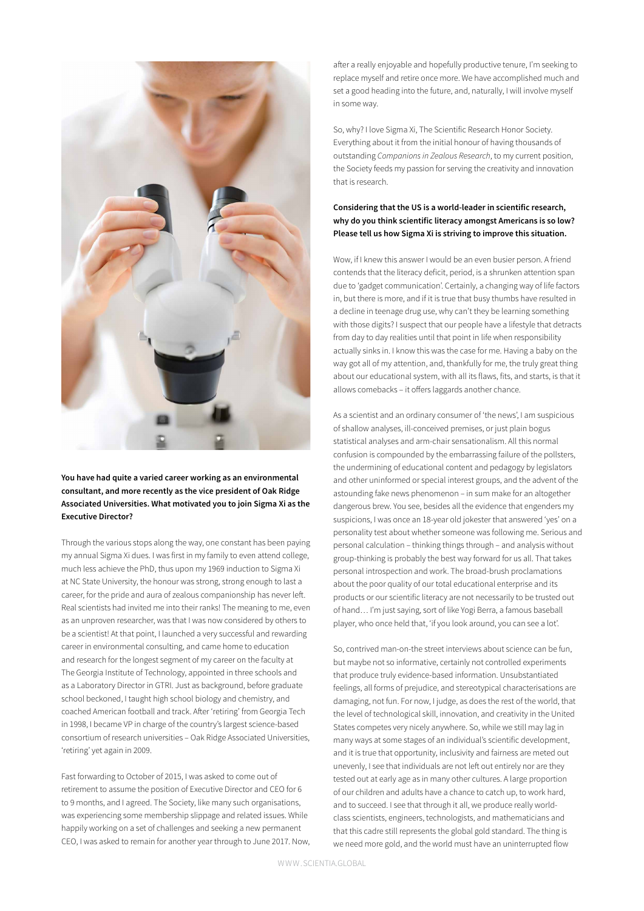**You have had quite a varied career working as an environmental consultant, and more recently as the vice president of Oak Ridge Associated Universities. What motivated you to join Sigma Xi as the Executive Director?**

Through the various stops along the way, one constant has been paying my annual Sigma Xi dues. I was first in my family to even attend college, much less achieve the PhD, thus upon my 1969 induction to Sigma Xi at NC State University, the honour was strong, strong enough to last a career, for the pride and aura of zealous companionship has never left. Real scientists had invited me into their ranks! The meaning to me, even as an unproven researcher, was that I was now considered by others to be a scientist! At that point, I launched a very successful and rewarding career in environmental consulting, and came home to education and research for the longest segment of my career on the faculty at The Georgia Institute of Technology, appointed in three schools and as a Laboratory Director in GTRI. Just as background, before graduate school beckoned, I taught high school biology and chemistry, and coached American football and track. After 'retiring' from Georgia Tech in 1998, I became VP in charge of the country's largest science-based consortium of research universities – Oak Ridge Associated Universities, 'retiring' yet again in 2009.

Fast forwarding to October of 2015, I was asked to come out of retirement to assume the position of Executive Director and CEO for 6 to 9 months, and I agreed. The Society, like many such organisations, was experiencing some membership slippage and related issues. While happily working on a set of challenges and seeking a new permanent CEO, I was asked to remain for another year through to June 2017. Now, after a really enjoyable and hopefully productive tenure, I'm seeking to replace myself and retire once more. We have accomplished much and set a good heading into the future, and, naturally, I will involve myself in some way.

So, why? I love Sigma Xi, The Scientific Research Honor Society. Everything about it from the initial honour of having thousands of outstanding *Companions in Zealous Research*, to my current position, the Society feeds my passion for serving the creativity and innovation that is research.

**Considering that the US is a world-leader in scientific research, why do you think scientific literacy amongst Americans is so low? Please tell us how Sigma Xi is striving to improve this situation.**

Wow, if I knew this answer I would be an even busier person. A friend contends that the literacy deficit, period, is a shrunken attention span due to 'gadget communication'. Certainly, a changing way of life factors in, but there is more, and if it is true that busy thumbs have resulted in a decline in teenage drug use, why can't they be learning something with those digits? I suspect that our people have a lifestyle that detracts from day to day realities until that point in life when responsibility actually sinks in. I know this was the case for me. Having a baby on the way got all of my attention, and, thankfully for me, the truly great thing about our educational system, with all its flaws, fits, and starts, is that it allows comebacks – it offers laggards another chance.

As a scientist and an ordinary consumer of 'the news', I am suspicious of shallow analyses, ill-conceived premises, or just plain bogus statistical analyses and arm-chair sensationalism. All this normal confusion is compounded by the embarrassing failure of the pollsters, the undermining of educational content and pedagogy by legislators and other uninformed or special interest groups, and the advent of the astounding fake news phenomenon – in sum make for an altogether dangerous brew. You see, besides all the evidence that engenders my suspicions, I was once an 18-year old jokester that answered 'yes' on a personality test about whether someone was following me. Serious and personal calculation – thinking things through – and analysis without group-thinking is probably the best way forward for us all. That takes personal introspection and work. The broad-brush proclamations about the poor quality of our total educational enterprise and its products or our scientific literacy are not necessarily to be trusted out of hand… I'm just saying, sort of like Yogi Berra, a famous baseball player, who once held that, 'if you look around, you can see a lot'.

So, contrived man-on-the street interviews about science can be fun, but maybe not so informative, certainly not controlled experiments that produce truly evidence-based information. Unsubstantiated feelings, all forms of prejudice, and stereotypical characterisations are damaging, not fun. For now, I judge, as does the rest of the world, that the level of technological skill, innovation, and creativity in the United States competes very nicely anywhere. So, while we still may lag in many ways at some stages of an individual's scientific development, and it is true that opportunity, inclusivity and fairness are meted out unevenly, I see that individuals are not left out entirely nor are they tested out at early age as in many other cultures. A large proportion of our children and adults have a chance to catch up, to work hard, and to succeed. I see that through it all, we produce really world-class scientists, engineers, technologists, and mathematicians and that this cadre still represents the global gold standard. The thing is we need more gold, and the world must have an uninterrupted flow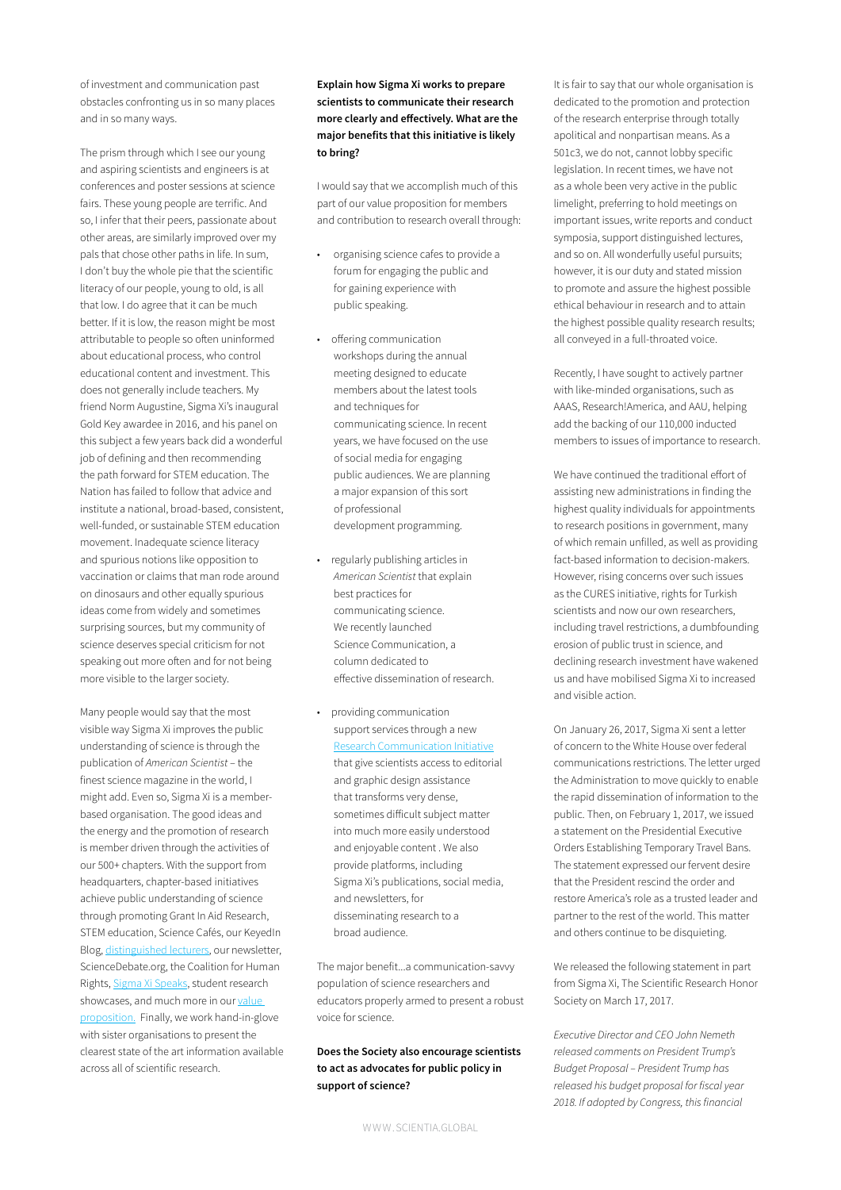of investment and communication past obstacles confronting us in so many places and in so many ways.

The prism through which I see our young and aspiring scientists and engineers is at conferences and poster sessions at science fairs. These young people are terrific. And so, I infer that their peers, passionate about other areas, are similarly improved over my pals that chose other paths in life. In sum, I don't buy the whole pie that the scientific literacy of our people, young to old, is all that low. I do agree that it can be much better. If it is low, the reason might be most attributable to people so often uninformed about educational process, who control educational content and investment. This does not generally include teachers. My friend Norm Augustine, Sigma Xi's inaugural Gold Key awardee in 2016, and his panel on this subject a few years back did a wonderful job of defining and then recommending the path forward for STEM education. The Nation has failed to follow that advice and institute a national, broad-based, consistent, well-funded, or sustainable STEM education movement. Inadequate science literacy and spurious notions like opposition to vaccination or claims that man rode around on dinosaurs and other equally spurious ideas come from widely and sometimes surprising sources, but my community of science deserves special criticism for not speaking out more often and for not being more visible to the larger society.

Many people would say that the most visible way Sigma Xi improves the public understanding of science is through the publication of *American Scientist* – the finest science magazine in the world, I might add. Even so, Sigma Xi is a member-based organisation. The good ideas and the energy and the promotion of research is member driven through the activities of our 500+ chapters. With the support from headquarters, chapter-based initiatives achieve public understanding of science through promoting Grant In Aid Research, STEM education, Science Cafés, our KeyedIn Blog, distinguished lecturers, our newsletter, ScienceDebate.org, the Coalition for Human Rights, Sigma Xi Speaks, student research showcases, and much more in our value proposition. Finally, we work hand-in-glove with sister organisations to present the clearest state of the art information available across all of scientific research.

**Explain how Sigma Xi works to prepare scientists to communicate their research more clearly and effectively. What are the major benefits that this initiative is likely to bring?**

I would say that we accomplish much of this part of our value proposition for members and contribution to research overall through:

- organising science cafes to provide a forum for engaging the public and for gaining experience with public speaking.
- offering communication workshops during the annual meeting designed to educate members about the latest tools and techniques for communicating science. In recent years, we have focused on the use of social media for engaging public audiences. We are planning a major expansion of this sort of professional development programming.
- regularly publishing articles in *American Scientist* that explain best practices for communicating science. We recently launched Science Communication, a column dedicated to effective dissemination of research.
- providing communication support services through a new Research Communication Initiative that give scientists access to editorial and graphic design assistance that transforms very dense, sometimes difficult subject matter into much more easily understood and enjoyable content . We also provide platforms, including Sigma Xi's publications, social media, and newsletters, for disseminating research to a broad audience.

The major benefit…a communication-savvy population of science researchers and educators properly armed to present a robust voice for science.

**Does the Society also encourage scientists to act as advocates for public policy in support of science?**

It is fair to say that our whole organisation is dedicated to the promotion and protection of the research enterprise through totally apolitical and nonpartisan means. As a 501c3, we do not, cannot lobby specific legislation. In recent times, we have not as a whole been very active in the public limelight, preferring to hold meetings on important issues, write reports and conduct symposia, support distinguished lectures, and so on. All wonderfully useful pursuits; however, it is our duty and stated mission to promote and assure the highest possible ethical behaviour in research and to attain the highest possible quality research results; all conveyed in a full-throated voice.

Recently, I have sought to actively partner with like-minded organisations, such as AAAS, Research!America, and AAU, helping add the backing of our 110,000 inducted members to issues of importance to research.

We have continued the traditional effort of assisting new administrations in finding the highest quality individuals for appointments to research positions in government, many of which remain unfilled, as well as providing fact-based information to decision-makers. However, rising concerns over such issues as the CURES initiative, rights for Turkish scientists and now our own researchers, including travel restrictions, a dumbfounding erosion of public trust in science, and declining research investment have wakened us and have mobilised Sigma Xi to increased and visible action.

On January 26, 2017, Sigma Xi sent a letter of concern to the White House over federal communications restrictions. The letter urged the Administration to move quickly to enable the rapid dissemination of information to the public. Then, on February 1, 2017, we issued a statement on the Presidential Executive Orders Establishing Temporary Travel Bans. The statement expressed our fervent desire that the President rescind the order and restore America's role as a trusted leader and partner to the rest of the world. This matter and others continue to be disquieting.

We released the following statement in part from Sigma Xi, The Scientific Research Honor Society on March 17, 2017.

*Executive Director and CEO John Nemeth released comments on President Trump's Budget Proposal – President Trump has released his budget proposal for fiscal year 2018. If adopted by Congress, this financial*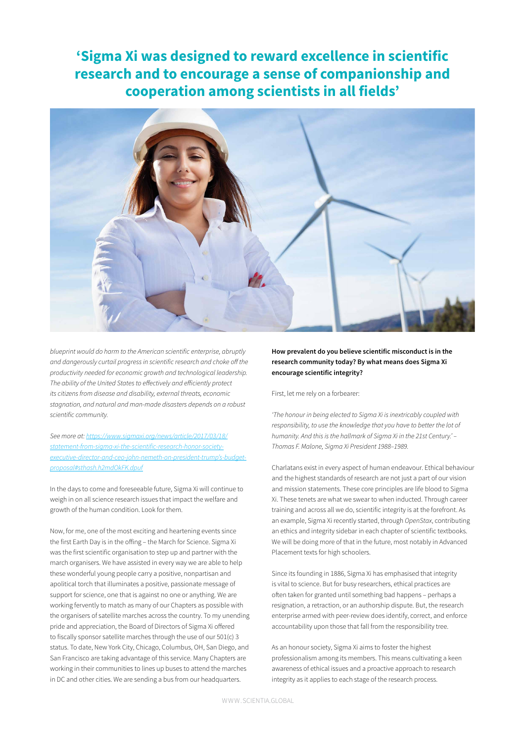# 'Sigma Xi was designed to reward excellence in scientific research and to encourage a sense of companionship and cooperation among scientists in all fields'

*blueprint would do harm to the American scientific enterprise, abruptly and dangerously curtail progress in scientific research and choke off the productivity needed for economic growth and technological leadership. The ability of the United States to effectively and efficiently protect its citizens from disease and disability, external threats, economic stagnation, and natural and man-made disasters depends on a robust scientific community.*

*See more at: [https://www.sigmaxi.org/news/article/2017/03/18/statement-from-sigma-xi-the-scientific-research-honor-society-executive-director-and-ceo-john-nemeth-on-president-trump's-budget-proposal#sthash.h2mdOkFK.dpuf](https://www.sigmaxi.org/news/article/2017/03/18/statement-from-sigma-xi-the-scientific-research-honor-society-executive-director-and-ceo-john-nemeth-on-president-trump's-budget-proposal#sthash.h2mdOkFK.dpuf)*

In the days to come and foreseeable future, Sigma Xi will continue to weigh in on all science research issues that impact the welfare and growth of the human condition. Look for them.

Now, for me, one of the most exciting and heartening events since the first Earth Day is in the offing – the March for Science. Sigma Xi was the first scientific organisation to step up and partner with the march organisers. We have assisted in every way we are able to help these wonderful young people carry a positive, nonpartisan and apolitical torch that illuminates a positive, passionate message of support for science, one that is against no one or anything. We are working fervently to match as many of our Chapters as possible with the organisers of satellite marches across the country. To my unending pride and appreciation, the Board of Directors of Sigma Xi offered to fiscally sponsor satellite marches through the use of our 501(c) 3 status. To date, New York City, Chicago, Columbus, OH, San Diego, and San Francisco are taking advantage of this service. Many Chapters are working in their communities to lines up buses to attend the marches in DC and other cities. We are sending a bus from our headquarters.

**How prevalent do you believe scientific misconduct is in the research community today? By what means does Sigma Xi encourage scientific integrity?**

First, let me rely on a forbearer:

*'The honour in being elected to Sigma Xi is inextricably coupled with responsibility, to use the knowledge that you have to better the lot of humanity. And this is the hallmark of Sigma Xi in the 21st Century.' – Thomas F. Malone, Sigma Xi President 1988–1989.*

Charlatans exist in every aspect of human endeavour. Ethical behaviour and the highest standards of research are not just a part of our vision and mission statements. These core principles are life blood to Sigma Xi. These tenets are what we swear to when inducted. Through career training and across all we do, scientific integrity is at the forefront. As an example, Sigma Xi recently started, through *OpenStax*, contributing an ethics and integrity sidebar in each chapter of scientific textbooks. We will be doing more of that in the future, most notably in Advanced Placement texts for high schoolers.

Since its founding in 1886, Sigma Xi has emphasised that integrity is vital to science. But for busy researchers, ethical practices are often taken for granted until something bad happens – perhaps a resignation, a retraction, or an authorship dispute. But, the research enterprise armed with peer-review does identify, correct, and enforce accountability upon those that fall from the responsibility tree.

As an honour society, Sigma Xi aims to foster the highest professionalism among its members. This means cultivating a keen awareness of ethical issues and a proactive approach to research integrity as it applies to each stage of the research process.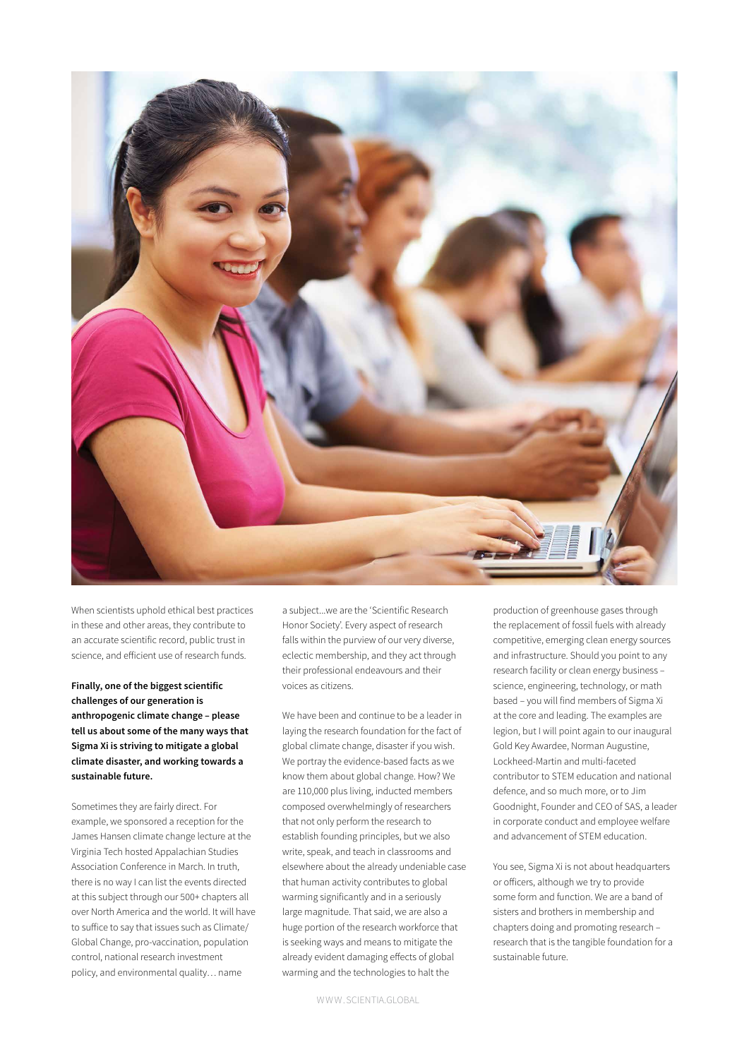When scientists uphold ethical best practices in these and other areas, they contribute to an accurate scientific record, public trust in science, and efficient use of research funds.

**Finally, one of the biggest scientific challenges of our generation is anthropogenic climate change – please tell us about some of the many ways that Sigma Xi is striving to mitigate a global climate disaster, and working towards a sustainable future.**

Sometimes they are fairly direct. For example, we sponsored a reception for the James Hansen climate change lecture at the Virginia Tech hosted Appalachian Studies Association Conference in March. In truth, there is no way I can list the events directed at this subject through our 500+ chapters all over North America and the world. It will have to suffice to say that issues such as Climate/Global Change, pro-vaccination, population control, national research investment policy, and environmental quality… name a subject…we are the 'Scientific Research Honor Society'. Every aspect of research falls within the purview of our very diverse, eclectic membership, and they act through their professional endeavours and their voices as citizens.

We have been and continue to be a leader in laying the research foundation for the fact of global climate change, disaster if you wish. We portray the evidence-based facts as we know them about global change. How? We are 110,000 plus living, inducted members composed overwhelmingly of researchers that not only perform the research to establish founding principles, but we also write, speak, and teach in classrooms and elsewhere about the already undeniable case that human activity contributes to global warming significantly and in a seriously large magnitude. That said, we are also a huge portion of the research workforce that is seeking ways and means to mitigate the already evident damaging effects of global warming and the technologies to halt the production of greenhouse gases through the replacement of fossil fuels with already competitive, emerging clean energy sources and infrastructure. Should you point to any research facility or clean energy business – science, engineering, technology, or math based – you will find members of Sigma Xi at the core and leading. The examples are legion, but I will point again to our inaugural Gold Key Awardee, Norman Augustine, Lockheed-Martin and multi-faceted contributor to STEM education and national defence, and so much more, or to Jim Goodnight, Founder and CEO of SAS, a leader in corporate conduct and employee welfare and advancement of STEM education.

You see, Sigma Xi is not about headquarters or officers, although we try to provide some form and function. We are a band of sisters and brothers in membership and chapters doing and promoting research – research that is the tangible foundation for a sustainable future.